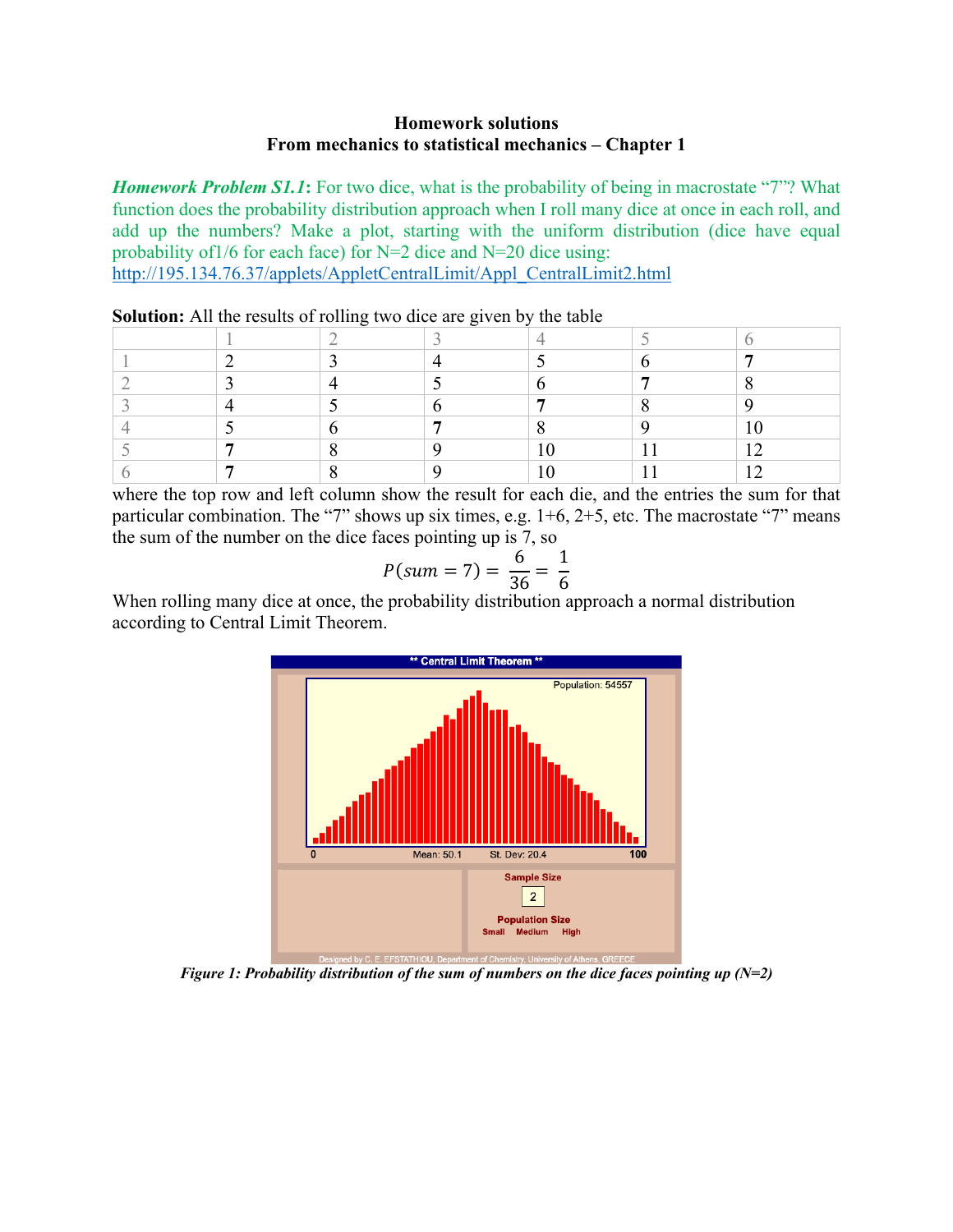**Homework solutions**
**From mechanics to statistical mechanics – Chapter 1**

***Homework Problem S1.1*:** For two dice, what is the probability of being in macrostate "7"? What function does the probability distribution approach when I roll many dice at once in each roll, and add up the numbers? Make a plot, starting with the uniform distribution (dice have equal probability of1/6 for each face) for N=2 dice and N=20 dice using: http://195.134.76.37/applets/AppletCentralLimit/Appl_CentralLimit2.html

**Solution:** All the results of rolling two dice are given by the table

| | 1 | 2 | 3 | 4 | 5 | 6 |
|---|---|---|---|---|---|---|
| 1 | 2 | 3 | 4 | 5 | 6 | **7** |
| 2 | 3 | 4 | 5 | 6 | **7** | 8 |
| 3 | 4 | 5 | 6 | **7** | 8 | 9 |
| 4 | 5 | 6 | **7** | 8 | 9 | 10 |
| 5 | **7** | 8 | 9 | 10 | 11 | 12 |
| 6 | **7** | 8 | 9 | 10 | 11 | 12 |

where the top row and left column show the result for each die, and the entries the sum for that particular combination. The "7" shows up six times, e.g. 1+6, 2+5, etc. The macrostate "7" means the sum of the number on the dice faces pointing up is 7, so

$$P(sum = 7) = \frac{6}{36} = \frac{1}{6}$$

When rolling many dice at once, the probability distribution approach a normal distribution according to Central Limit Theorem.

*Figure 1: Probability distribution of the sum of numbers on the dice faces pointing up (N=2)*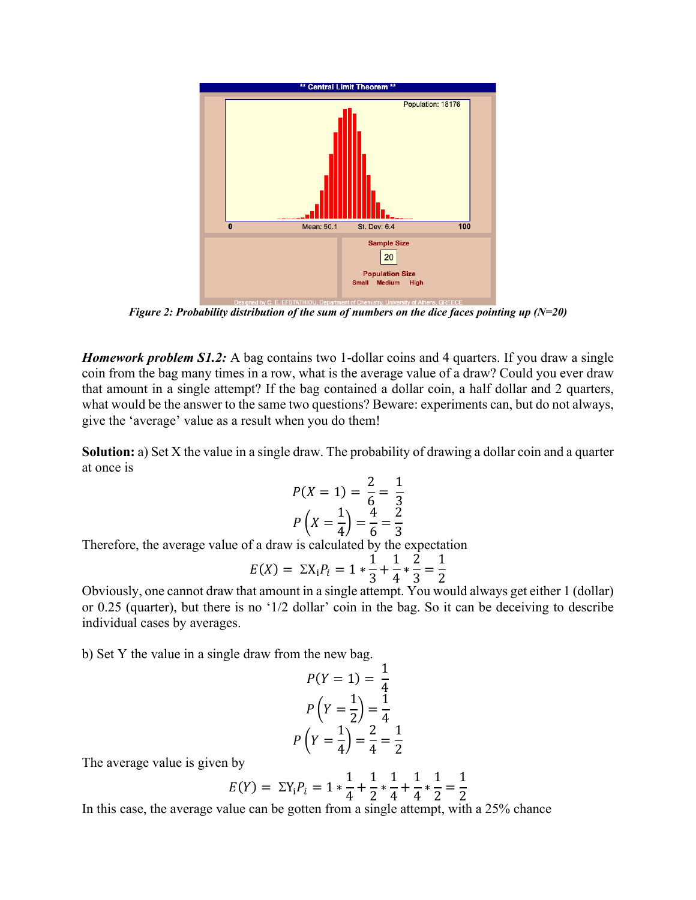*Figure 2: Probability distribution of the sum of numbers on the dice faces pointing up (N=20)*

***Homework problem S1.2:*** A bag contains two 1-dollar coins and 4 quarters. If you draw a single coin from the bag many times in a row, what is the average value of a draw? Could you ever draw that amount in a single attempt? If the bag contained a dollar coin, a half dollar and 2 quarters, what would be the answer to the same two questions? Beware: experiments can, but do not always, give the 'average' value as a result when you do them!

**Solution:** a) Set X the value in a single draw. The probability of drawing a dollar coin and a quarter at once is

$$P(X = 1) = \frac{2}{6} = \frac{1}{3}$$

$$P\left(X = \frac{1}{4}\right) = \frac{4}{6} = \frac{2}{3}$$

Therefore, the average value of a draw is calculated by the expectation

$$E(X) = \Sigma X_i P_i = 1 * \frac{1}{3} + \frac{1}{4} * \frac{2}{3} = \frac{1}{2}$$

Obviously, one cannot draw that amount in a single attempt. You would always get either 1 (dollar) or 0.25 (quarter), but there is no '1/2 dollar' coin in the bag. So it can be deceiving to describe individual cases by averages.

b) Set Y the value in a single draw from the new bag.

$$P(Y = 1) = \frac{1}{4}$$

$$P\left(Y = \frac{1}{2}\right) = \frac{1}{4}$$

$$P\left(Y = \frac{1}{4}\right) = \frac{2}{4} = \frac{1}{2}$$

The average value is given by

$$E(Y) = \Sigma Y_i P_i = 1 * \frac{1}{4} + \frac{1}{2} * \frac{1}{4} + \frac{1}{4} * \frac{1}{2} = \frac{1}{2}$$

In this case, the average value can be gotten from a single attempt, with a 25% chance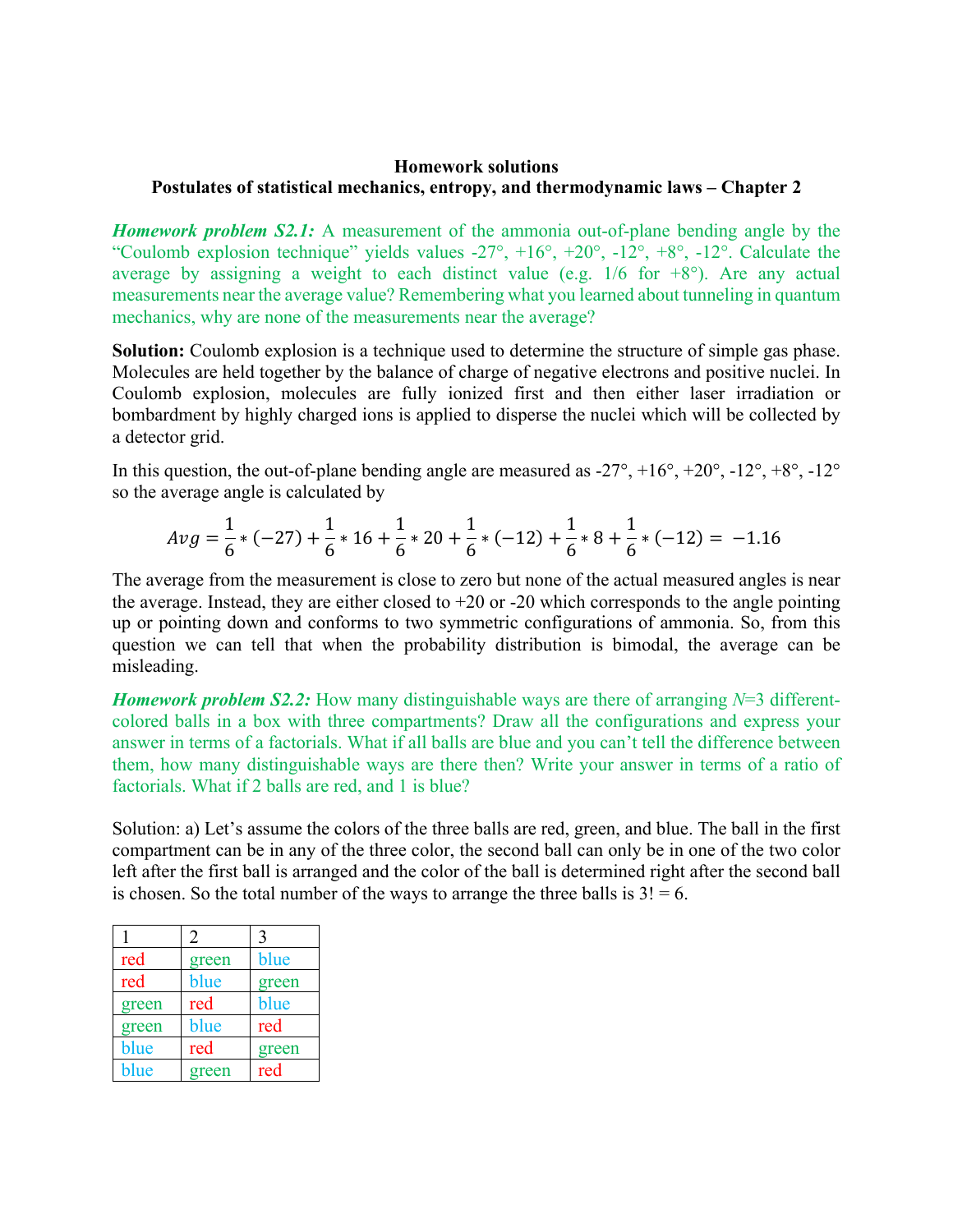**Homework solutions**
**Postulates of statistical mechanics, entropy, and thermodynamic laws – Chapter 2**

***Homework problem S2.1:*** A measurement of the ammonia out-of-plane bending angle by the "Coulomb explosion technique" yields values -27°, +16°, +20°, -12°, +8°, -12°. Calculate the average by assigning a weight to each distinct value (e.g. 1/6 for +8°). Are any actual measurements near the average value? Remembering what you learned about tunneling in quantum mechanics, why are none of the measurements near the average?

**Solution:** Coulomb explosion is a technique used to determine the structure of simple gas phase. Molecules are held together by the balance of charge of negative electrons and positive nuclei. In Coulomb explosion, molecules are fully ionized first and then either laser irradiation or bombardment by highly charged ions is applied to disperse the nuclei which will be collected by a detector grid.

In this question, the out-of-plane bending angle are measured as -27°, +16°, +20°, -12°, +8°, -12° so the average angle is calculated by

$$Avg = \frac{1}{6} * (-27) + \frac{1}{6} * 16 + \frac{1}{6} * 20 + \frac{1}{6} * (-12) + \frac{1}{6} * 8 + \frac{1}{6} * (-12) = -1.16$$

The average from the measurement is close to zero but none of the actual measured angles is near the average. Instead, they are either closed to +20 or -20 which corresponds to the angle pointing up or pointing down and conforms to two symmetric configurations of ammonia. So, from this question we can tell that when the probability distribution is bimodal, the average can be misleading.

***Homework problem S2.2:*** How many distinguishable ways are there of arranging $N$=3 different-colored balls in a box with three compartments? Draw all the configurations and express your answer in terms of a factorials. What if all balls are blue and you can't tell the difference between them, how many distinguishable ways are there then? Write your answer in terms of a ratio of factorials. What if 2 balls are red, and 1 is blue?

Solution: a) Let's assume the colors of the three balls are red, green, and blue. The ball in the first compartment can be in any of the three color, the second ball can only be in one of the two color left after the first ball is arranged and the color of the ball is determined right after the second ball is chosen. So the total number of the ways to arrange the three balls is 3! = 6.

| 1 | 2 | 3 |
|---|---|---|
| red | green | blue |
| red | blue | green |
| green | red | blue |
| green | blue | red |
| blue | red | green |
| blue | green | red |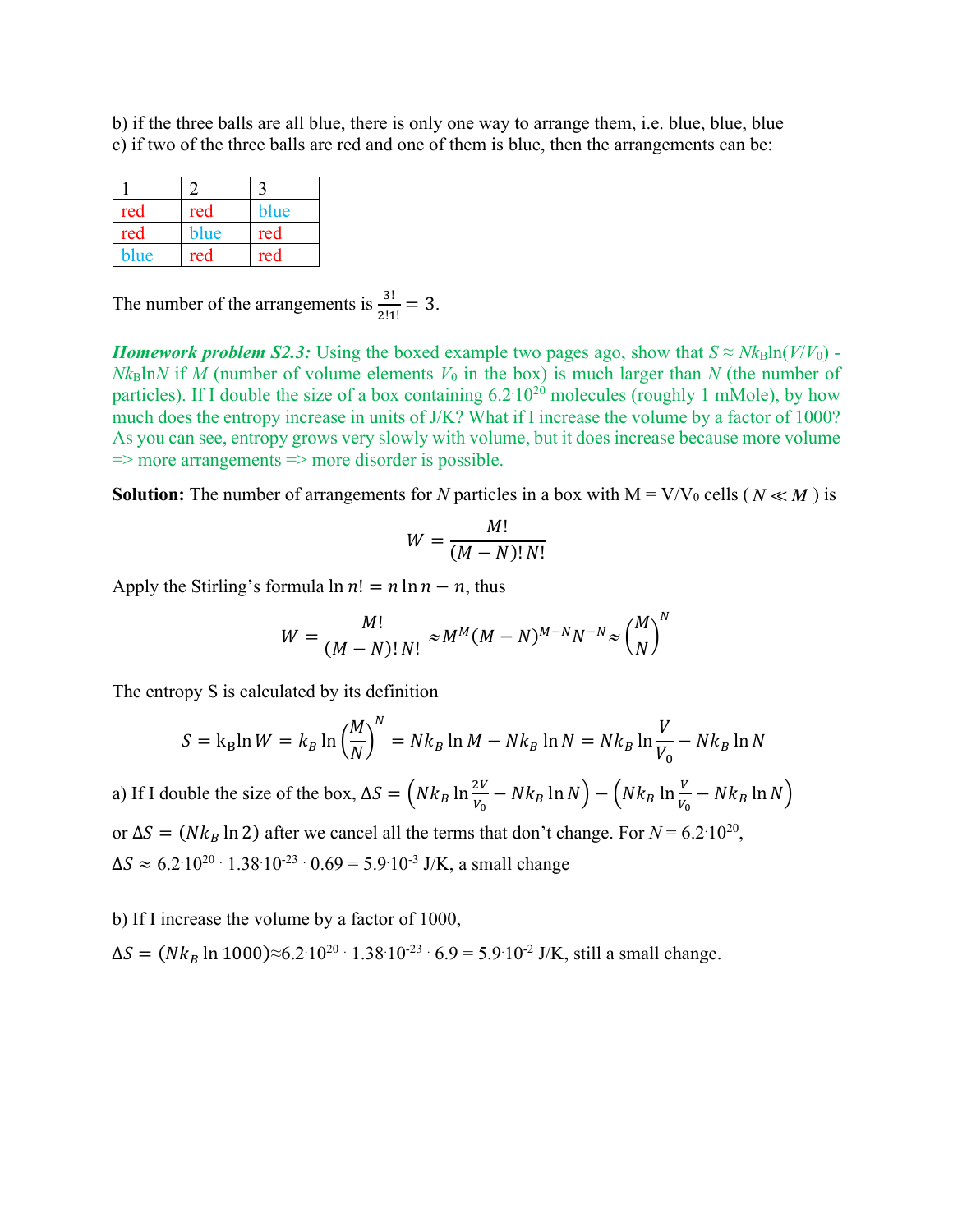b) if the three balls are all blue, there is only one way to arrange them, i.e. blue, blue, blue

c) if two of the three balls are red and one of them is blue, then the arrangements can be:

| 1 | 2 | 3 |
|---|---|---|
| red | red | blue |
| red | blue | red |
| blue | red | red |

The number of the arrangements is $\frac{3!}{2!1!} = 3$.

***Homework problem S2.3:*** Using the boxed example two pages ago, show that $S \approx Nk_B\ln(V/V_0) - Nk_B\ln N$ if $M$ (number of volume elements $V_0$ in the box) is much larger than $N$ (the number of particles). If I double the size of a box containing $6.2 \cdot 10^{20}$ molecules (roughly 1 mMole), by how much does the entropy increase in units of J/K? What if I increase the volume by a factor of 1000? As you can see, entropy grows very slowly with volume, but it does increase because more volume => more arrangements => more disorder is possible.

**Solution:** The number of arrangements for $N$ particles in a box with $M = V/V_0$ cells ($N \ll M$) is

$$W = \frac{M!}{(M-N)!\,N!}$$

Apply the Stirling's formula $\ln n! = n\ln n - n$, thus

$$W = \frac{M!}{(M-N)!\,N!} \approx M^M (M-N)^{M-N} N^{-N} \approx \left(\frac{M}{N}\right)^N$$

The entropy S is calculated by its definition

$$S = k_B \ln W = k_B \ln\left(\frac{M}{N}\right)^N = Nk_B\ln M - Nk_B\ln N = Nk_B\ln\frac{V}{V_0} - Nk_B\ln N$$

a) If I double the size of the box, $\Delta S = \left(Nk_B\ln\frac{2V}{V_0} - Nk_B\ln N\right) - \left(Nk_B\ln\frac{V}{V_0} - Nk_B\ln N\right)$

or $\Delta S = (Nk_B\ln 2)$ after we cancel all the terms that don't change. For $N = 6.2 \cdot 10^{20}$,

$\Delta S \approx 6.2 \cdot 10^{20} \cdot 1.38 \cdot 10^{-23} \cdot 0.69 = 5.9 \cdot 10^{-3}$ J/K, a small change

b) If I increase the volume by a factor of 1000,

$\Delta S = (Nk_B\ln 1000) \approx 6.2 \cdot 10^{20} \cdot 1.38 \cdot 10^{-23} \cdot 6.9 = 5.9 \cdot 10^{-2}$ J/K, still a small change.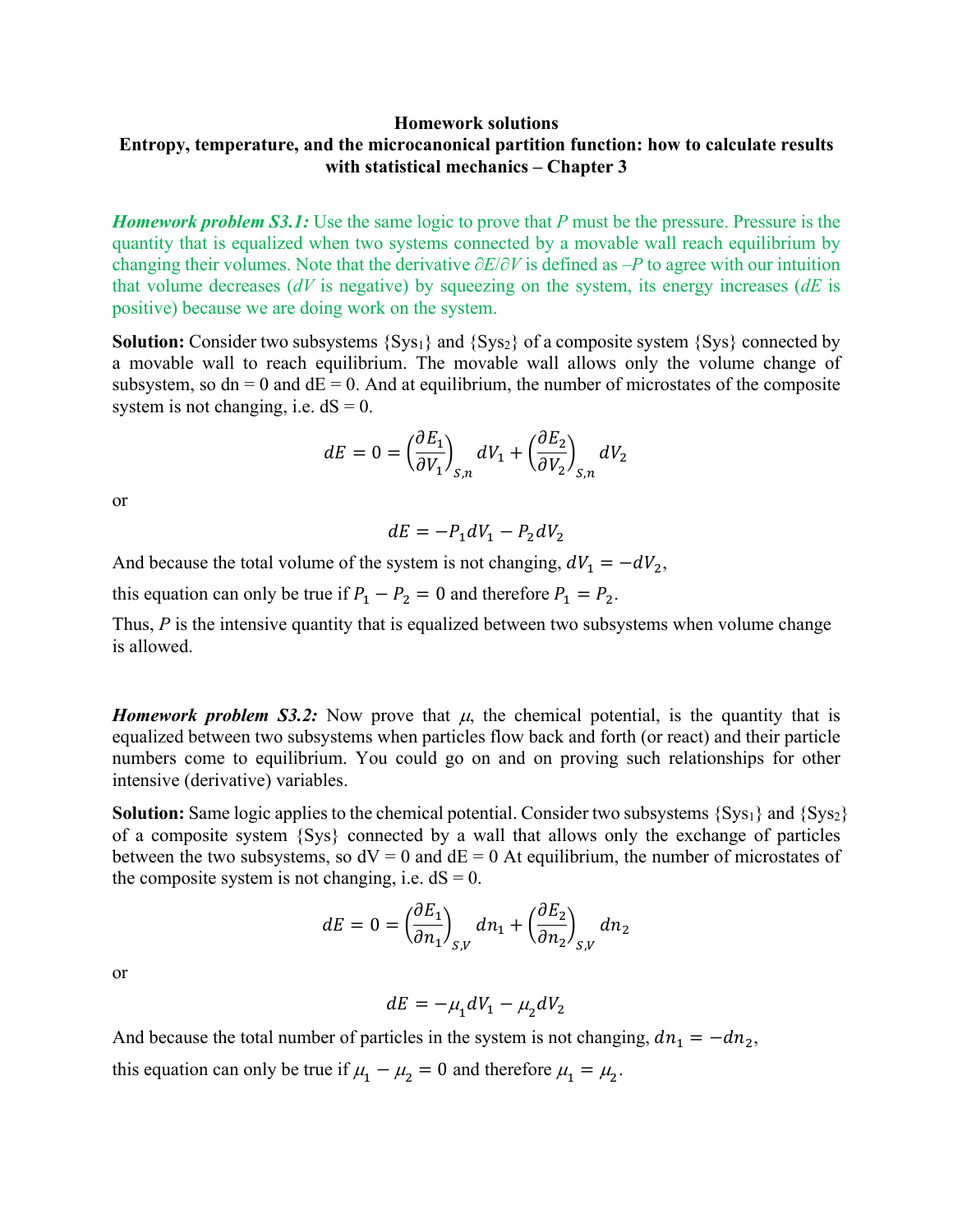**Homework solutions**

**Entropy, temperature, and the microcanonical partition function: how to calculate results with statistical mechanics – Chapter 3**

***Homework problem S3.1:*** Use the same logic to prove that *P* must be the pressure. Pressure is the quantity that is equalized when two systems connected by a movable wall reach equilibrium by changing their volumes. Note that the derivative $\partial E/\partial V$ is defined as $-P$ to agree with our intuition that volume decreases ($dV$ is negative) by squeezing on the system, its energy increases ($dE$ is positive) because we are doing work on the system.

**Solution:** Consider two subsystems {Sys$_1$} and {Sys$_2$} of a composite system {Sys} connected by a movable wall to reach equilibrium. The movable wall allows only the volume change of subsystem, so dn = 0 and dE = 0. And at equilibrium, the number of microstates of the composite system is not changing, i.e. dS = 0.

$$dE = 0 = \left(\frac{\partial E_1}{\partial V_1}\right)_{S,n} dV_1 + \left(\frac{\partial E_2}{\partial V_2}\right)_{S,n} dV_2$$

or

$$dE = -P_1 dV_1 - P_2 dV_2$$

And because the total volume of the system is not changing, $dV_1 = -dV_2$,

this equation can only be true if $P_1 - P_2 = 0$ and therefore $P_1 = P_2$.

Thus, *P* is the intensive quantity that is equalized between two subsystems when volume change is allowed.

***Homework problem S3.2:*** Now prove that $\mu$, the chemical potential, is the quantity that is equalized between two subsystems when particles flow back and forth (or react) and their particle numbers come to equilibrium. You could go on and on proving such relationships for other intensive (derivative) variables.

**Solution:** Same logic applies to the chemical potential. Consider two subsystems {Sys$_1$} and {Sys$_2$} of a composite system {Sys} connected by a wall that allows only the exchange of particles between the two subsystems, so dV = 0 and dE = 0 At equilibrium, the number of microstates of the composite system is not changing, i.e. dS = 0.

$$dE = 0 = \left(\frac{\partial E_1}{\partial n_1}\right)_{S,V} dn_1 + \left(\frac{\partial E_2}{\partial n_2}\right)_{S,V} dn_2$$

or

$$dE = -\mu_1 dV_1 - \mu_2 dV_2$$

And because the total number of particles in the system is not changing, $dn_1 = -dn_2$,

this equation can only be true if $\mu_1 - \mu_2 = 0$ and therefore $\mu_1 = \mu_2$.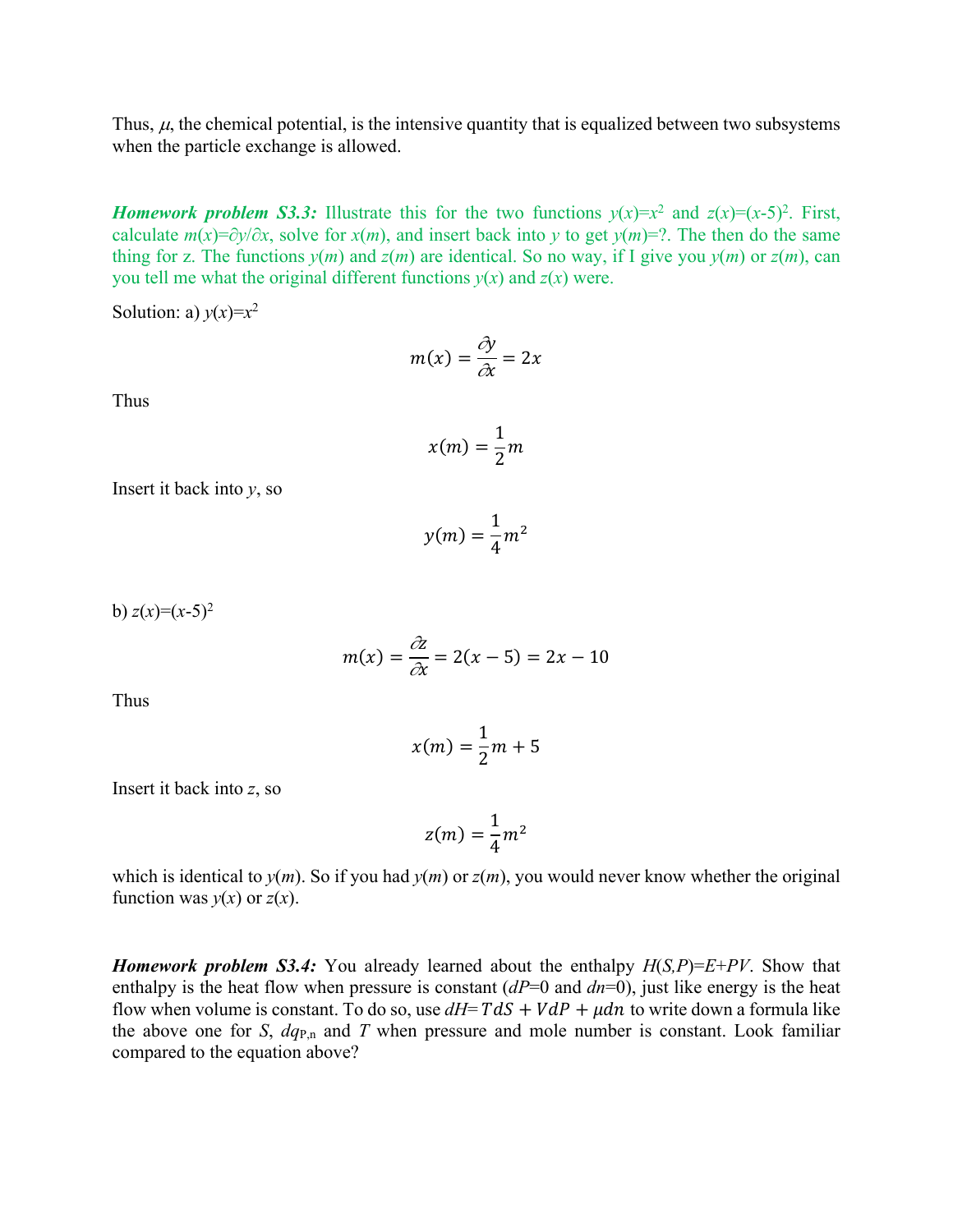Thus, $\mu$, the chemical potential, is the intensive quantity that is equalized between two subsystems when the particle exchange is allowed.

***Homework problem S3.3:*** Illustrate this for the two functions $y(x)=x^2$ and $z(x)=(x\text{-}5)^2$. First, calculate $m(x)=\partial y/\partial x$, solve for $x(m)$, and insert back into $y$ to get $y(m)$=?. The then do the same thing for z. The functions $y(m)$ and $z(m)$ are identical. So no way, if I give you $y(m)$ or $z(m)$, can you tell me what the original different functions $y(x)$ and $z(x)$ were.

Solution: a) $y(x)=x^2$

$$m(x) = \frac{\partial y}{\partial x} = 2x$$

Thus

$$x(m) = \frac{1}{2}m$$

Insert it back into $y$, so

$$y(m) = \frac{1}{4}m^2$$

b) $z(x)=(x\text{-}5)^2$

$$m(x) = \frac{\partial z}{\partial x} = 2(x-5) = 2x - 10$$

Thus

$$x(m) = \frac{1}{2}m + 5$$

Insert it back into $z$, so

$$z(m) = \frac{1}{4}m^2$$

which is identical to $y(m)$. So if you had $y(m)$ or $z(m)$, you would never know whether the original function was $y(x)$ or $z(x)$.

***Homework problem S3.4:*** You already learned about the enthalpy $H(S,P)=E+PV$. Show that enthalpy is the heat flow when pressure is constant ($dP$=0 and $dn$=0), just like energy is the heat flow when volume is constant. To do so, use $dH = TdS + VdP + \mu dn$ to write down a formula like the above one for $S$, $dq_{P,n}$ and $T$ when pressure and mole number is constant. Look familiar compared to the equation above?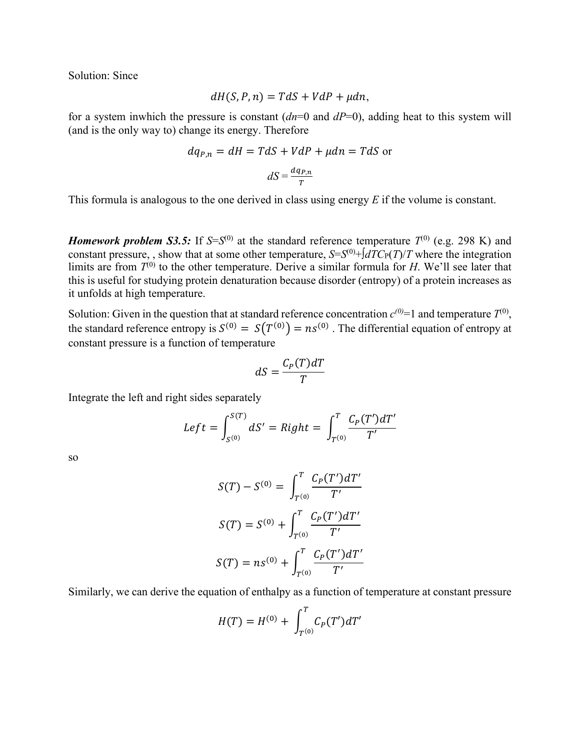Solution: Since

$$dH(S, P, n) = TdS + VdP + \mu dn,$$

for a system inwhich the pressure is constant ($dn$=0 and $dP$=0), adding heat to this system will (and is the only way to) change its energy. Therefore

$$dq_{P,n} = dH = TdS + VdP + \mu dn = TdS \text{ or}$$

$$dS = \frac{dq_{P,n}}{T}$$

This formula is analogous to the one derived in class using energy $E$ if the volume is constant.

***Homework problem S3.5:*** If $S$=$S^{(0)}$ at the standard reference temperature $T^{(0)}$ (e.g. 298 K) and constant pressure, , show that at some other temperature, $S$=$S^{(0)}$+$\int dTC_P(T)/T$ where the integration limits are from $T^{(0)}$ to the other temperature. Derive a similar formula for $H$. We'll see later that this is useful for studying protein denaturation because disorder (entropy) of a protein increases as it unfolds at high temperature.

Solution: Given in the question that at standard reference concentration $c^{(0)}$=1 and temperature $T^{(0)}$, the standard reference entropy is $S^{(0)} = S(T^{(0)}) = ns^{(0)}$ . The differential equation of entropy at constant pressure is a function of temperature

$$dS = \frac{C_P(T)dT}{T}$$

Integrate the left and right sides separately

$$Left = \int_{S^{(0)}}^{S(T)} dS' = Right = \int_{T^{(0)}}^{T} \frac{C_P(T')dT'}{T'}$$

so

$$S(T) - S^{(0)} = \int_{T^{(0)}}^{T} \frac{C_P(T')dT'}{T'}$$

$$S(T) = S^{(0)} + \int_{T^{(0)}}^{T} \frac{C_P(T')dT'}{T'}$$

$$S(T) = ns^{(0)} + \int_{T^{(0)}}^{T} \frac{C_P(T')dT'}{T'}$$

Similarly, we can derive the equation of enthalpy as a function of temperature at constant pressure

$$H(T) = H^{(0)} + \int_{T^{(0)}}^{T} C_P(T')dT'$$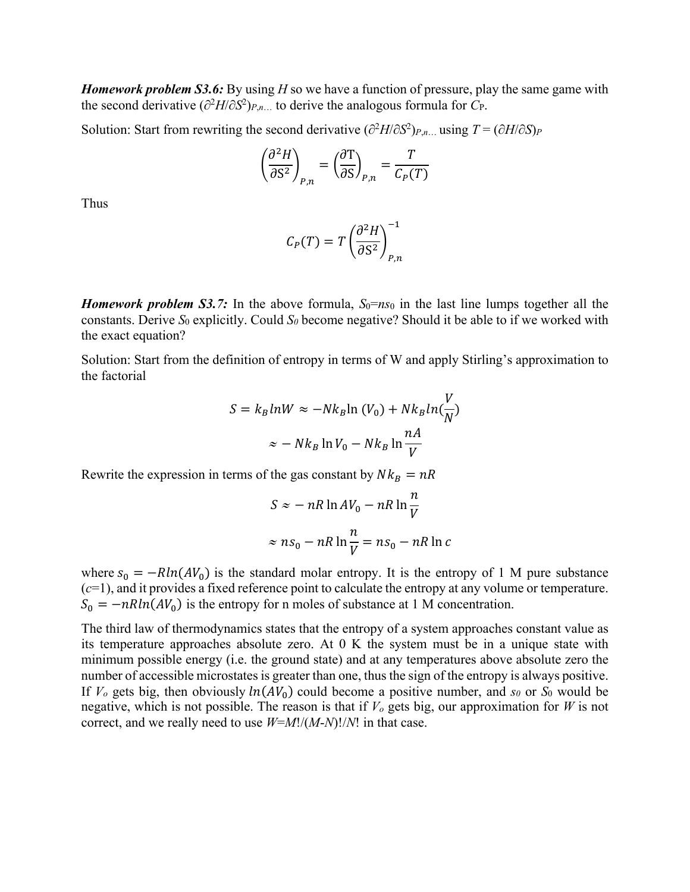***Homework problem S3.6:*** By using $H$ so we have a function of pressure, play the same game with the second derivative $(\partial^2 H/\partial S^2)_{P,n\ldots}$ to derive the analogous formula for $C_P$.

Solution: Start from rewriting the second derivative $(\partial^2 H/\partial S^2)_{P,n\ldots}$ using $T = (\partial H/\partial S)_P$

$$\left(\frac{\partial^2 H}{\partial S^2}\right)_{P,n} = \left(\frac{\partial T}{\partial S}\right)_{P,n} = \frac{T}{C_P(T)}$$

Thus

$$C_P(T) = T\left(\frac{\partial^2 H}{\partial S^2}\right)_{P,n}^{-1}$$

***Homework problem S3.7:*** In the above formula, $S_0 = ns_0$ in the last line lumps together all the constants. Derive $S_0$ explicitly. Could $S_0$ become negative? Should it be able to if we worked with the exact equation?

Solution: Start from the definition of entropy in terms of W and apply Stirling's approximation to the factorial

$$S = k_B lnW \approx -Nk_B \ln(V_0) + Nk_B ln(\frac{V}{N})$$

$$\approx -Nk_B \ln V_0 - Nk_B \ln \frac{nA}{V}$$

Rewrite the expression in terms of the gas constant by $Nk_B = nR$

$$S \approx -nR \ln AV_0 - nR \ln \frac{n}{V}$$

$$\approx ns_0 - nR \ln \frac{n}{V} = ns_0 - nR \ln c$$

where $s_0 = -Rln(AV_0)$ is the standard molar entropy. It is the entropy of 1 M pure substance ($c$=1), and it provides a fixed reference point to calculate the entropy at any volume or temperature. $S_0 = -nRln(AV_0)$ is the entropy for n moles of substance at 1 M concentration.

The third law of thermodynamics states that the entropy of a system approaches constant value as its temperature approaches absolute zero. At 0 K the system must be in a unique state with minimum possible energy (i.e. the ground state) and at any temperatures above absolute zero the number of accessible microstates is greater than one, thus the sign of the entropy is always positive. If $V_o$ gets big, then obviously $ln(AV_0)$ could become a positive number, and $s_0$ or $S_0$ would be negative, which is not possible. The reason is that if $V_o$ gets big, our approximation for $W$ is not correct, and we really need to use $W=M!/(M-N)!/N!$ in that case.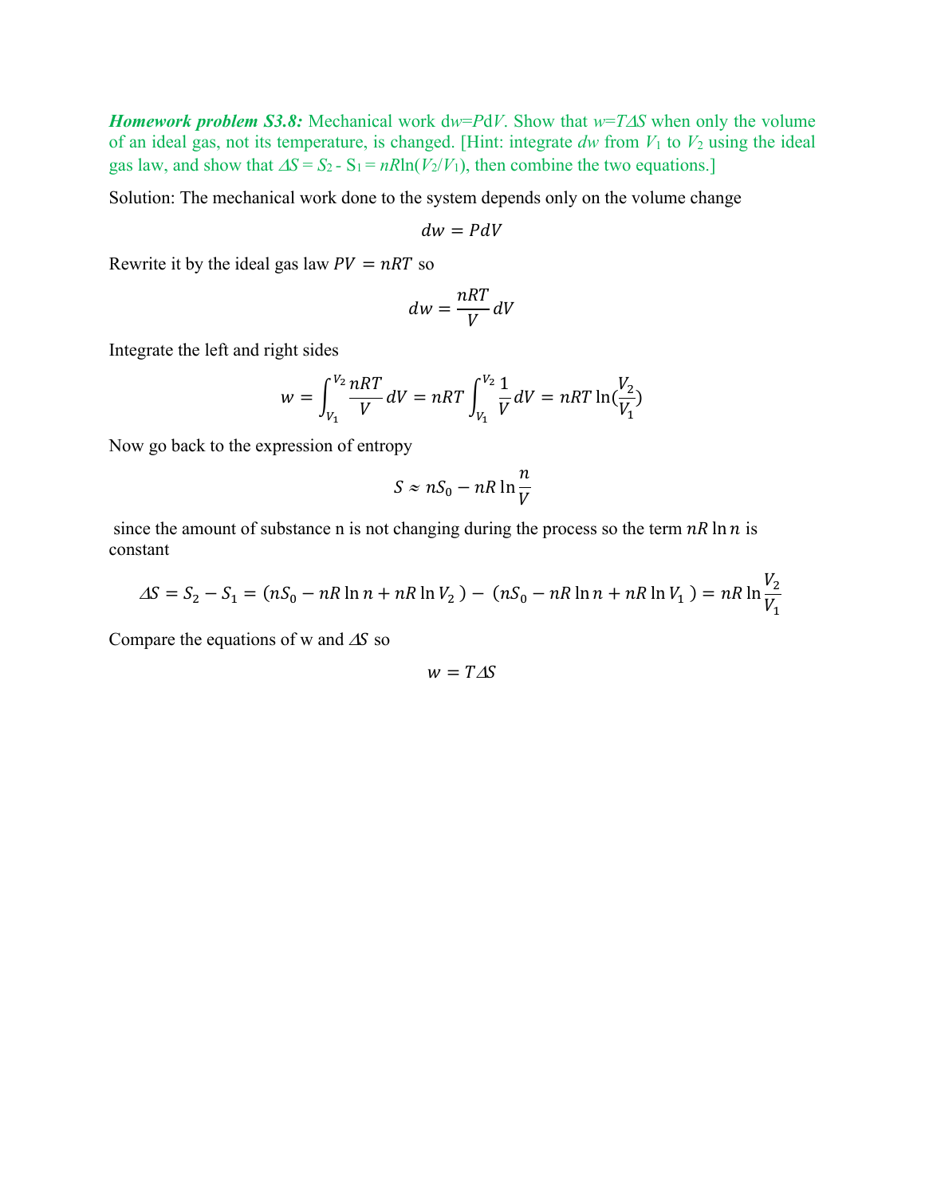***Homework problem S3.8:*** Mechanical work d$w$=$P$d$V$. Show that $w$=$T\Delta S$ when only the volume of an ideal gas, not its temperature, is changed. [Hint: integrate $dw$ from $V_1$ to $V_2$ using the ideal gas law, and show that $\Delta S = S_2 - S_1 = nR\ln(V_2/V_1)$, then combine the two equations.]

Solution: The mechanical work done to the system depends only on the volume change

$$dw = PdV$$

Rewrite it by the ideal gas law $PV = nRT$ so

$$dw = \frac{nRT}{V}dV$$

Integrate the left and right sides

$$w = \int_{V_1}^{V_2} \frac{nRT}{V}dV = nRT\int_{V_1}^{V_2} \frac{1}{V}dV = nRT\ln(\frac{V_2}{V_1})$$

Now go back to the expression of entropy

$$S \approx nS_0 - nR\ln\frac{n}{V}$$

since the amount of substance n is not changing during the process so the term $nR\ln n$ is constant

$$\Delta S = S_2 - S_1 = (nS_0 - nR\ln n + nR\ln V_2) - (nS_0 - nR\ln n + nR\ln V_1) = nR\ln\frac{V_2}{V_1}$$

Compare the equations of w and $\Delta S$ so

$$w = T\Delta S$$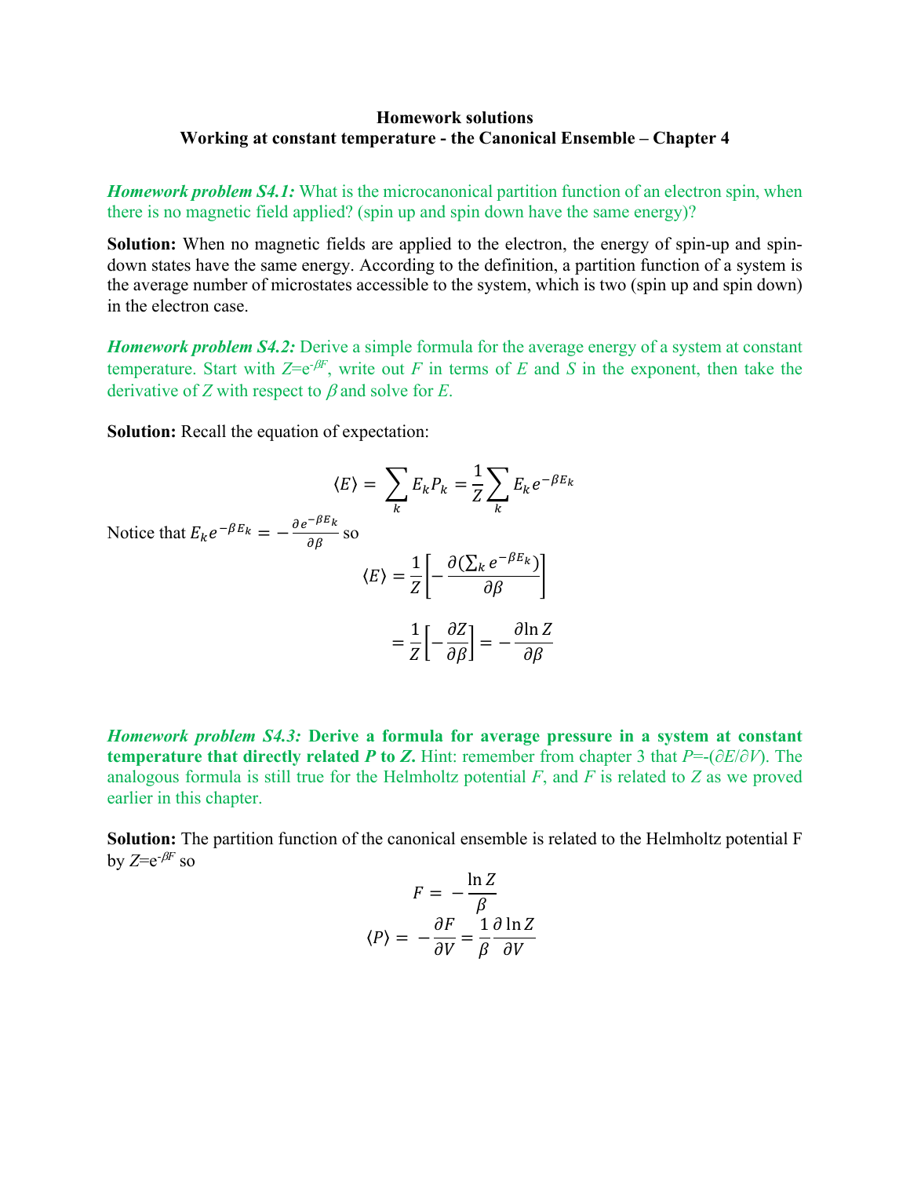**Homework solutions**
**Working at constant temperature - the Canonical Ensemble – Chapter 4**

***Homework problem S4.1:*** What is the microcanonical partition function of an electron spin, when there is no magnetic field applied? (spin up and spin down have the same energy)?

**Solution:** When no magnetic fields are applied to the electron, the energy of spin-up and spin-down states have the same energy. According to the definition, a partition function of a system is the average number of microstates accessible to the system, which is two (spin up and spin down) in the electron case.

***Homework problem S4.2:*** Derive a simple formula for the average energy of a system at constant temperature. Start with $Z$=e$^{-\beta F}$, write out $F$ in terms of $E$ and $S$ in the exponent, then take the derivative of $Z$ with respect to $\beta$ and solve for $E$.

**Solution:** Recall the equation of expectation:

$$\langle E \rangle = \sum_k E_k P_k = \frac{1}{Z}\sum_k E_k e^{-\beta E_k}$$

Notice that $E_k e^{-\beta E_k} = -\frac{\partial e^{-\beta E_k}}{\partial \beta}$ so

$$\langle E \rangle = \frac{1}{Z}\left[-\frac{\partial(\sum_k e^{-\beta E_k})}{\partial \beta}\right]$$

$$= \frac{1}{Z}\left[-\frac{\partial Z}{\partial \beta}\right] = -\frac{\partial \ln Z}{\partial \beta}$$

***Homework problem S4.3:*** **Derive a formula for average pressure in a system at constant temperature that directly related *P* to *Z*.** Hint: remember from chapter 3 that $P$=-($\partial E/\partial V$). The analogous formula is still true for the Helmholtz potential $F$, and $F$ is related to $Z$ as we proved earlier in this chapter.

**Solution:** The partition function of the canonical ensemble is related to the Helmholtz potential F by $Z$=e$^{-\beta F}$ so

$$F = -\frac{\ln Z}{\beta}$$

$$\langle P \rangle = -\frac{\partial F}{\partial V} = \frac{1}{\beta}\frac{\partial \ln Z}{\partial V}$$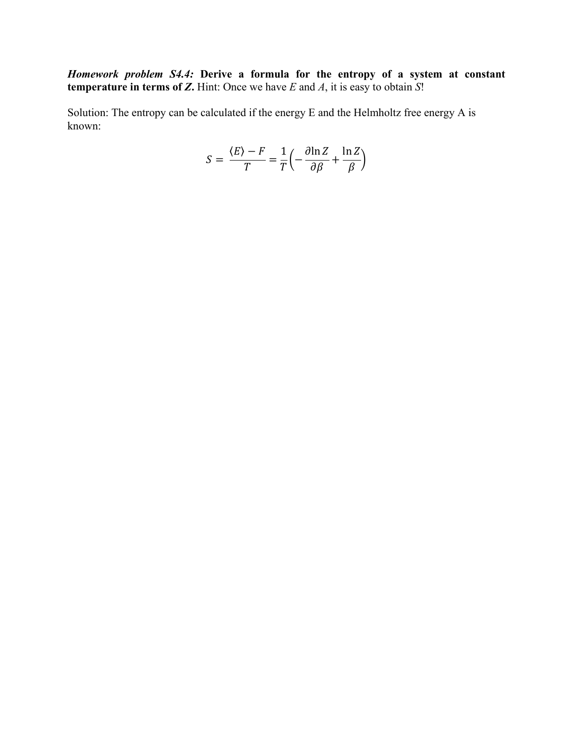***Homework problem S4.4:* Derive a formula for the entropy of a system at constant temperature in terms of *Z*.** Hint: Once we have *E* and *A*, it is easy to obtain *S*!

Solution: The entropy can be calculated if the energy E and the Helmholtz free energy A is known:

$$S = \frac{\langle E \rangle - F}{T} = \frac{1}{T}\left(-\frac{\partial \ln Z}{\partial \beta} + \frac{\ln Z}{\beta}\right)$$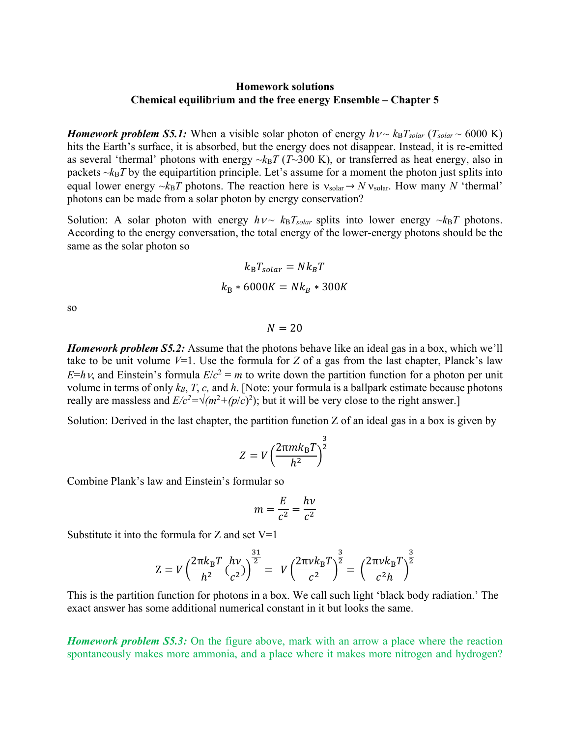**Homework solutions**
**Chemical equilibrium and the free energy Ensemble – Chapter 5**

***Homework problem S5.1:*** When a visible solar photon of energy $h\nu \sim k_B T_{solar}$ ($T_{solar} \sim 6000$ K) hits the Earth's surface, it is absorbed, but the energy does not disappear. Instead, it is re-emitted as several 'thermal' photons with energy $\sim k_B T$ ($T \sim 300$ K), or transferred as heat energy, also in packets $\sim k_B T$ by the equipartition principle. Let's assume for a moment the photon just splits into equal lower energy $\sim k_B T$ photons. The reaction here is $\nu_{solar} \rightarrow N\, \nu_{solar}$. How many $N$ 'thermal' photons can be made from a solar photon by energy conservation?

Solution: A solar photon with energy $h\nu \sim k_B T_{solar}$ splits into lower energy $\sim k_B T$ photons. According to the energy conversation, the total energy of the lower-energy photons should be the same as the solar photon so

$$k_B T_{solar} = N k_B T$$

$$k_B * 6000K = N k_B * 300K$$

so

$$N = 20$$

***Homework problem S5.2:*** Assume that the photons behave like an ideal gas in a box, which we'll take to be unit volume $V$=1. Use the formula for $Z$ of a gas from the last chapter, Planck's law $E$=$h\nu$, and Einstein's formula $E/c^2 = m$ to write down the partition function for a photon per unit volume in terms of only $k_B$, $T$, $c$, and $h$. [Note: your formula is a ballpark estimate because photons really are massless and $E/c^2=\sqrt{(m^2+(p/c)^2)}$; but it will be very close to the right answer.]

Solution: Derived in the last chapter, the partition function Z of an ideal gas in a box is given by

$$Z = V\left(\frac{2\pi m k_B T}{h^2}\right)^{\frac{3}{2}}$$

Combine Plank's law and Einstein's formular so

$$m = \frac{E}{c^2} = \frac{h\nu}{c^2}$$

Substitute it into the formula for Z and set V=1

$$Z = V\left(\frac{2\pi k_B T}{h^2}\left(\frac{h\nu}{c^2}\right)\right)^{\frac{31}{2}} = V\left(\frac{2\pi\nu k_B T}{c^2}\right)^{\frac{3}{2}} = \left(\frac{2\pi\nu k_B T}{c^2 h}\right)^{\frac{3}{2}}$$

This is the partition function for photons in a box. We call such light 'black body radiation.' The exact answer has some additional numerical constant in it but looks the same.

***Homework problem S5.3:*** On the figure above, mark with an arrow a place where the reaction spontaneously makes more ammonia, and a place where it makes more nitrogen and hydrogen?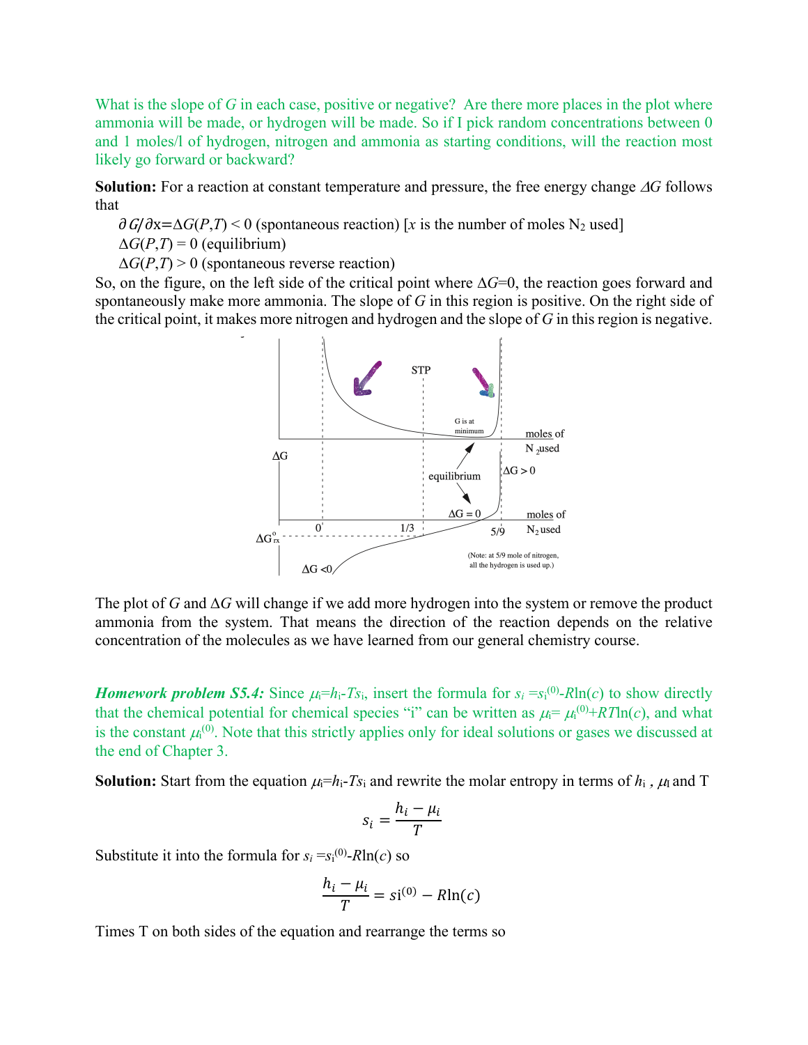What is the slope of $G$ in each case, positive or negative? Are there more places in the plot where ammonia will be made, or hydrogen will be made. So if I pick random concentrations between 0 and 1 moles/l of hydrogen, nitrogen and ammonia as starting conditions, will the reaction most likely go forward or backward?

**Solution:** For a reaction at constant temperature and pressure, the free energy change $\Delta G$ follows that

$\partial G/\partial x = \Delta G(P,T) < 0$ (spontaneous reaction) [$x$ is the number of moles $N_2$ used]

$\Delta G(P,T) = 0$ (equilibrium)

$\Delta G(P,T) > 0$ (spontaneous reverse reaction)

So, on the figure, on the left side of the critical point where $\Delta G$=0, the reaction goes forward and spontaneously make more ammonia. The slope of $G$ in this region is positive. On the right side of the critical point, it makes more nitrogen and hydrogen and the slope of $G$ in this region is negative.

The plot of $G$ and $\Delta G$ will change if we add more hydrogen into the system or remove the product ammonia from the system. That means the direction of the reaction depends on the relative concentration of the molecules as we have learned from our general chemistry course.

***Homework problem S5.4:*** Since $\mu_i = h_i - Ts_i$, insert the formula for $s_i = s_i^{(0)} - R\ln(c)$ to show directly that the chemical potential for chemical species "i" can be written as $\mu_i = \mu_i^{(0)} + RT\ln(c)$, and what is the constant $\mu_i^{(0)}$. Note that this strictly applies only for ideal solutions or gases we discussed at the end of Chapter 3.

**Solution:** Start from the equation $\mu_i = h_i - Ts_i$ and rewrite the molar entropy in terms of $h_i$, $\mu_i$ and T

$$s_i = \frac{h_i - \mu_i}{T}$$

Substitute it into the formula for $s_i = s_i^{(0)} - R\ln(c)$ so

$$\frac{h_i - \mu_i}{T} = s_i^{(0)} - R\ln(c)$$

Times T on both sides of the equation and rearrange the terms so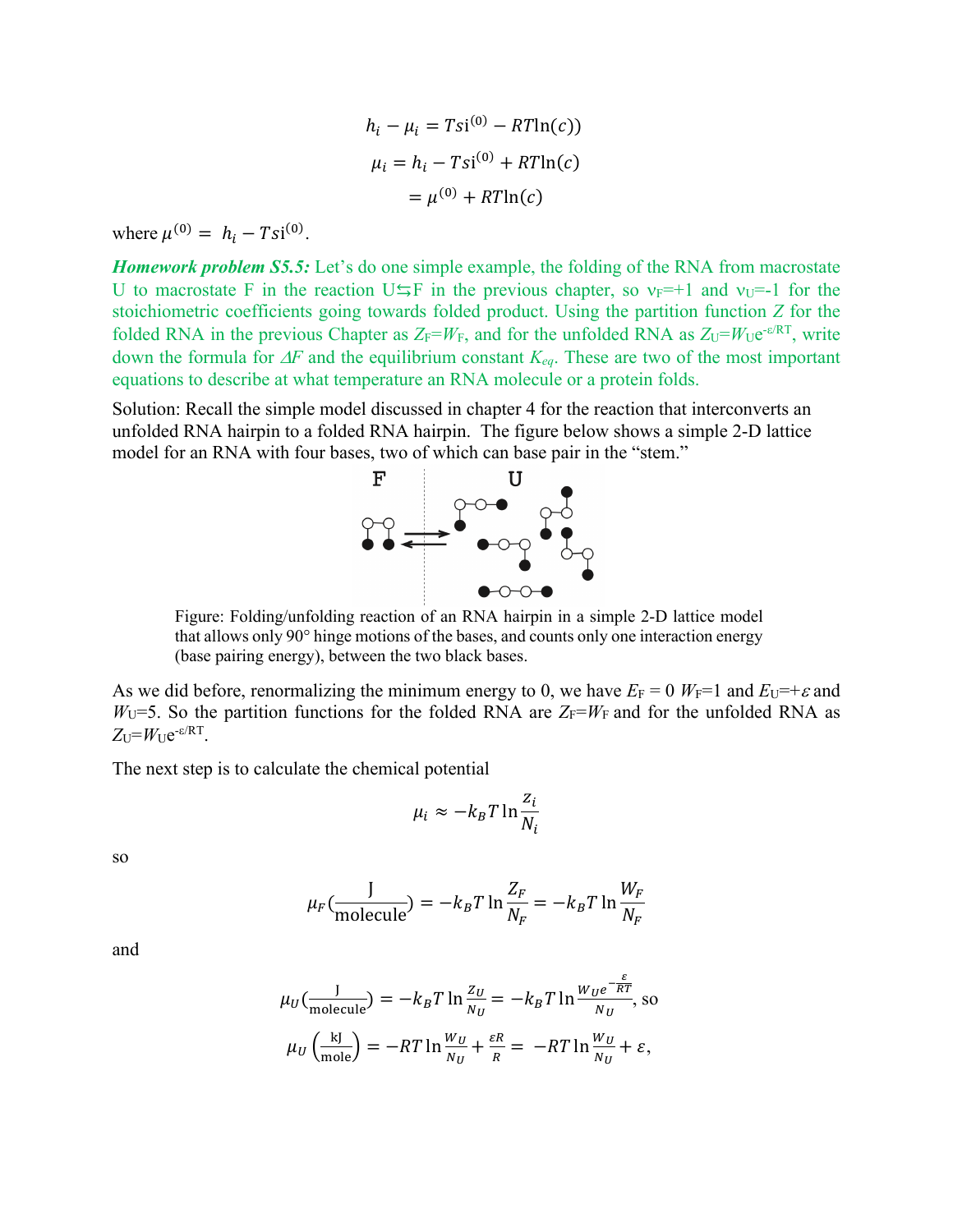$$h_i - \mu_i = Tsi^{(0)} - RT\ln(c))$$

$$\mu_i = h_i - Tsi^{(0)} + RT\ln(c)$$

$$= \mu^{(0)} + RT\ln(c)$$

where $\mu^{(0)} = h_i - Tsi^{(0)}$.

***Homework problem S5.5:*** Let's do one simple example, the folding of the RNA from macrostate U to macrostate F in the reaction U⇆F in the previous chapter, so $\nu_F$=+1 and $\nu_U$=-1 for the stoichiometric coefficients going towards folded product. Using the partition function $Z$ for the folded RNA in the previous Chapter as $Z_F$=$W_F$, and for the unfolded RNA as $Z_U$=$W_U$e$^{-\varepsilon/RT}$, write down the formula for $\Delta F$ and the equilibrium constant $K_{eq}$. These are two of the most important equations to describe at what temperature an RNA molecule or a protein folds.

Solution: Recall the simple model discussed in chapter 4 for the reaction that interconverts an unfolded RNA hairpin to a folded RNA hairpin. The figure below shows a simple 2-D lattice model for an RNA with four bases, two of which can base pair in the "stem."

Figure: Folding/unfolding reaction of an RNA hairpin in a simple 2-D lattice model that allows only 90° hinge motions of the bases, and counts only one interaction energy (base pairing energy), between the two black bases.

As we did before, renormalizing the minimum energy to 0, we have $E_F$ = 0 $W_F$=1 and $E_U$=+$\varepsilon$ and $W_U$=5. So the partition functions for the folded RNA are $Z_F$=$W_F$ and for the unfolded RNA as $Z_U$=$W_U$e$^{-\varepsilon/RT}$.

The next step is to calculate the chemical potential

$$\mu_i \approx -k_B T \ln \frac{z_i}{N_i}$$

so

$$\mu_F\left(\frac{\text{J}}{\text{molecule}}\right) = -k_B T \ln \frac{Z_F}{N_F} = -k_B T \ln \frac{W_F}{N_F}$$

and

$$\mu_U\left(\frac{\text{J}}{\text{molecule}}\right) = -k_B T \ln \frac{Z_U}{N_U} = -k_B T \ln \frac{W_U e^{-\frac{\varepsilon}{RT}}}{N_U}, \text{ so}$$

$$\mu_U\left(\frac{\text{kJ}}{\text{mole}}\right) = -RT \ln \frac{W_U}{N_U} + \frac{\varepsilon R}{R} = -RT \ln \frac{W_U}{N_U} + \varepsilon,$$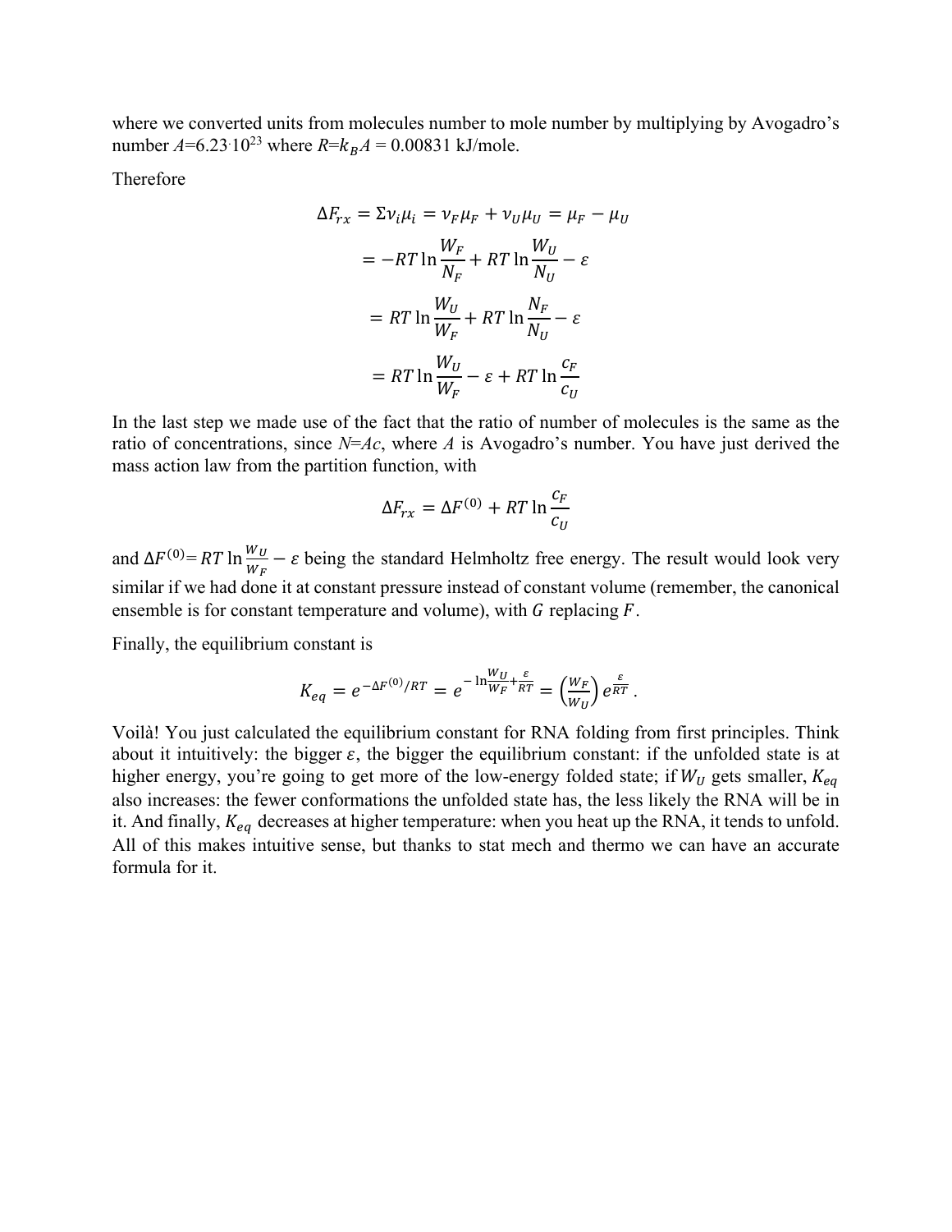where we converted units from molecules number to mole number by multiplying by Avogadro's number $A$=6.23·10$^{23}$ where $R$=$k_B A$ = 0.00831 kJ/mole.

Therefore

$$
\begin{aligned}
\Delta F_{rx} = \Sigma \nu_i \mu_i &= \nu_F \mu_F + \nu_U \mu_U = \mu_F - \mu_U \\
&= -RT \ln \frac{W_F}{N_F} + RT \ln \frac{W_U}{N_U} - \varepsilon \\
&= RT \ln \frac{W_U}{W_F} + RT \ln \frac{N_F}{N_U} - \varepsilon \\
&= RT \ln \frac{W_U}{W_F} - \varepsilon + RT \ln \frac{c_F}{c_U}
\end{aligned}
$$

In the last step we made use of the fact that the ratio of number of molecules is the same as the ratio of concentrations, since $N$=$Ac$, where $A$ is Avogadro's number. You have just derived the mass action law from the partition function, with

$$\Delta F_{rx} = \Delta F^{(0)} + RT \ln \frac{c_F}{c_U}$$

and $\Delta F^{(0)} = RT \ln \frac{W_U}{W_F} - \varepsilon$ being the standard Helmholtz free energy. The result would look very similar if we had done it at constant pressure instead of constant volume (remember, the canonical ensemble is for constant temperature and volume), with $G$ replacing $F$.

Finally, the equilibrium constant is

$$K_{eq} = e^{-\Delta F^{(0)}/RT} = e^{-\ln \frac{W_U}{W_F} + \frac{\varepsilon}{RT}} = \left(\frac{W_F}{W_U}\right) e^{\frac{\varepsilon}{RT}}.$$

Voilà! You just calculated the equilibrium constant for RNA folding from first principles. Think about it intuitively: the bigger $\varepsilon$, the bigger the equilibrium constant: if the unfolded state is at higher energy, you're going to get more of the low-energy folded state; if $W_U$ gets smaller, $K_{eq}$ also increases: the fewer conformations the unfolded state has, the less likely the RNA will be in it. And finally, $K_{eq}$ decreases at higher temperature: when you heat up the RNA, it tends to unfold. All of this makes intuitive sense, but thanks to stat mech and thermo we can have an accurate formula for it.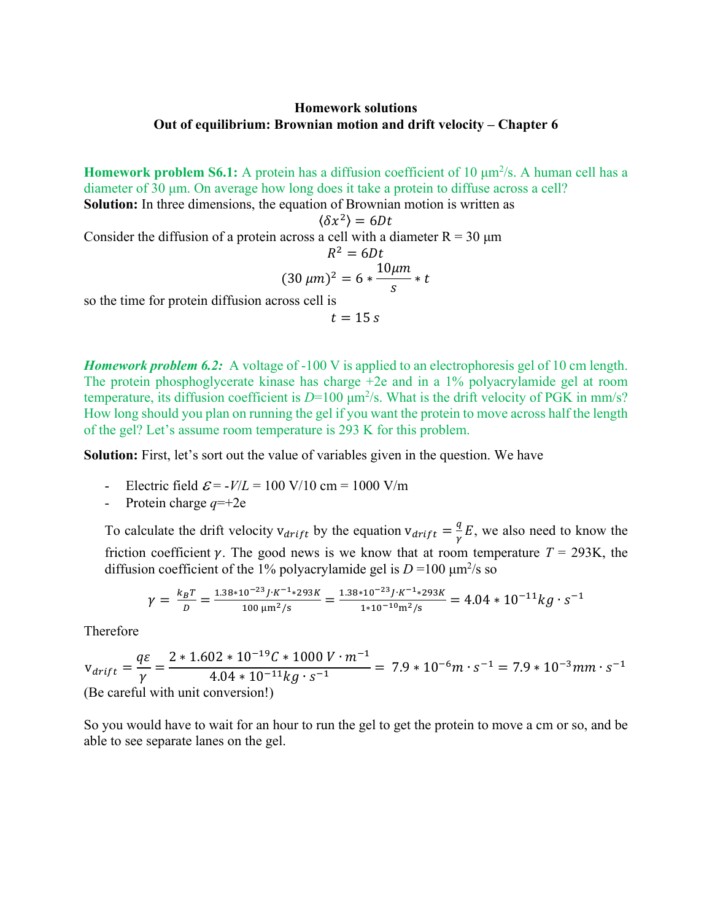**Homework solutions**
**Out of equilibrium: Brownian motion and drift velocity – Chapter 6**

**Homework problem S6.1:** A protein has a diffusion coefficient of 10 μm$^2$/s. A human cell has a diameter of 30 μm. On average how long does it take a protein to diffuse across a cell?
**Solution:** In three dimensions, the equation of Brownian motion is written as

$$\langle \delta x^2 \rangle = 6Dt$$

Consider the diffusion of a protein across a cell with a diameter R = 30 μm

$$R^2 = 6Dt$$

$$(30\ \mu m)^2 = 6 * \frac{10\mu m}{s} * t$$

so the time for protein diffusion across cell is

$$t = 15\ s$$

***Homework problem 6.2:*** A voltage of -100 V is applied to an electrophoresis gel of 10 cm length. The protein phosphoglycerate kinase has charge +2e and in a 1% polyacrylamide gel at room temperature, its diffusion coefficient is $D$=100 μm$^2$/s. What is the drift velocity of PGK in mm/s? How long should you plan on running the gel if you want the protein to move across half the length of the gel? Let's assume room temperature is 293 K for this problem.

**Solution:** First, let's sort out the value of variables given in the question. We have

- Electric field $\mathcal{E}$ = -$V$/$L$ = 100 V/10 cm = 1000 V/m
- Protein charge $q$=+2e

To calculate the drift velocity $\mathrm{v}_{drift}$ by the equation $\mathrm{v}_{drift} = \frac{q}{\gamma}E$, we also need to know the friction coefficient $\gamma$. The good news is we know that at room temperature $T$ = 293K, the diffusion coefficient of the 1% polyacrylamide gel is $D$ =100 μm$^2$/s so

$$\gamma = \frac{k_BT}{D} = \frac{1.38*10^{-23} J\cdot K^{-1}*293K}{100\ \mu m^2/s} = \frac{1.38*10^{-23} J\cdot K^{-1}*293K}{1*10^{-10} m^2/s} = 4.04 * 10^{-11} kg \cdot s^{-1}$$

Therefore

$$\mathrm{v}_{drift} = \frac{q\varepsilon}{\gamma} = \frac{2 * 1.602 * 10^{-19} C * 1000\ V \cdot m^{-1}}{4.04 * 10^{-11} kg \cdot s^{-1}} = 7.9 * 10^{-6} m \cdot s^{-1} = 7.9 * 10^{-3} mm \cdot s^{-1}$$

(Be careful with unit conversion!)

So you would have to wait for an hour to run the gel to get the protein to move a cm or so, and be able to see separate lanes on the gel.